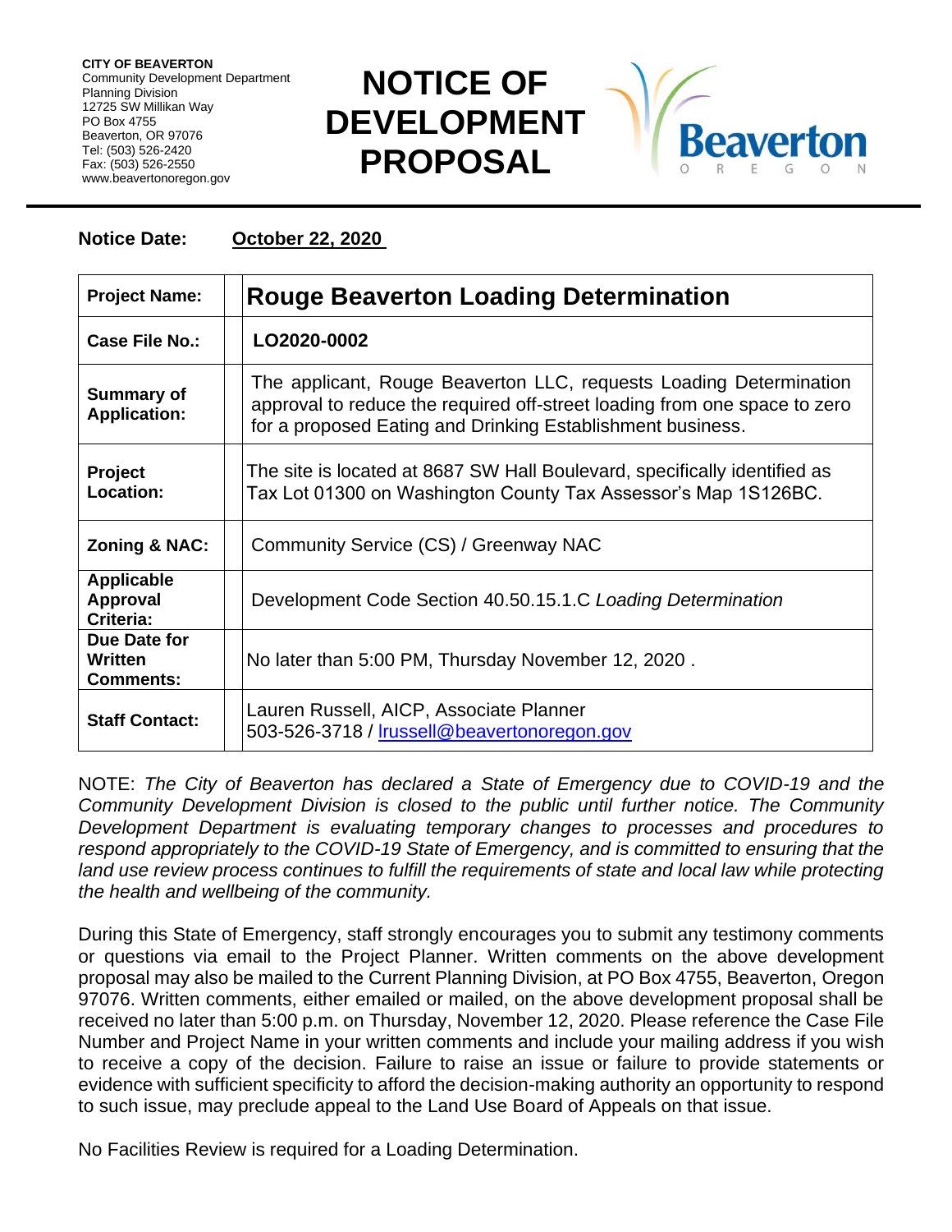**CITY OF BEAVERTON**
Community Development Department
Planning Division
12725 SW Millikan Way
PO Box 4755
Beaverton, OR 97076
Tel: (503) 526-2420
Fax: (503) 526-2550
www.beavertonoregon.gov

# NOTICE OF DEVELOPMENT PROPOSAL

**Notice Date:** **October 22, 2020**

| | |
|---|---|
| **Project Name:** | **Rouge Beaverton Loading Determination** |
| **Case File No.:** | **LO2020-0002** |
| **Summary of Application:** | The applicant, Rouge Beaverton LLC, requests Loading Determination approval to reduce the required off-street loading from one space to zero for a proposed Eating and Drinking Establishment business. |
| **Project Location:** | The site is located at 8687 SW Hall Boulevard, specifically identified as Tax Lot 01300 on Washington County Tax Assessor's Map 1S126BC. |
| **Zoning & NAC:** | Community Service (CS) / Greenway NAC |
| **Applicable Approval Criteria:** | Development Code Section 40.50.15.1.C *Loading Determination* |
| **Due Date for Written Comments:** | No later than 5:00 PM, Thursday November 12, 2020 . |
| **Staff Contact:** | Lauren Russell, AICP, Associate Planner<br>503-526-3718 / lrussell@beavertonoregon.gov |

NOTE: *The City of Beaverton has declared a State of Emergency due to COVID-19 and the Community Development Division is closed to the public until further notice. The Community Development Department is evaluating temporary changes to processes and procedures to respond appropriately to the COVID-19 State of Emergency, and is committed to ensuring that the land use review process continues to fulfill the requirements of state and local law while protecting the health and wellbeing of the community.*

During this State of Emergency, staff strongly encourages you to submit any testimony comments or questions via email to the Project Planner. Written comments on the above development proposal may also be mailed to the Current Planning Division, at PO Box 4755, Beaverton, Oregon 97076. Written comments, either emailed or mailed, on the above development proposal shall be received no later than 5:00 p.m. on Thursday, November 12, 2020. Please reference the Case File Number and Project Name in your written comments and include your mailing address if you wish to receive a copy of the decision. Failure to raise an issue or failure to provide statements or evidence with sufficient specificity to afford the decision-making authority an opportunity to respond to such issue, may preclude appeal to the Land Use Board of Appeals on that issue.

No Facilities Review is required for a Loading Determination.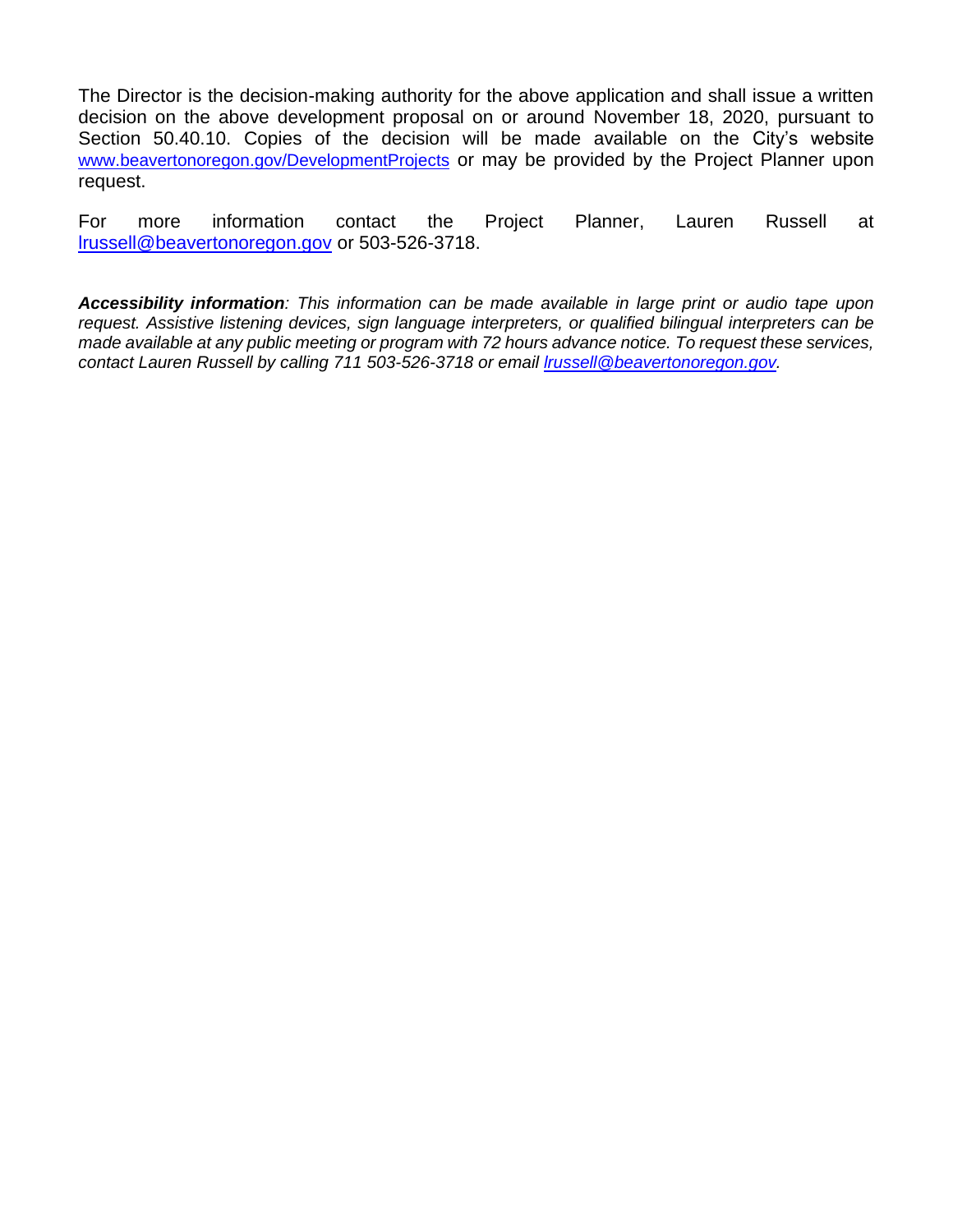The Director is the decision-making authority for the above application and shall issue a written decision on the above development proposal on or around November 18, 2020, pursuant to Section 50.40.10. Copies of the decision will be made available on the City's website www.beavertonoregon.gov/DevelopmentProjects or may be provided by the Project Planner upon request.

For more information contact the Project Planner, Lauren Russell at lrussell@beavertonoregon.gov or 503-526-3718.

***Accessibility information****: This information can be made available in large print or audio tape upon request. Assistive listening devices, sign language interpreters, or qualified bilingual interpreters can be made available at any public meeting or program with 72 hours advance notice. To request these services, contact Lauren Russell by calling 711 503-526-3718 or email lrussell@beavertonoregon.gov.*